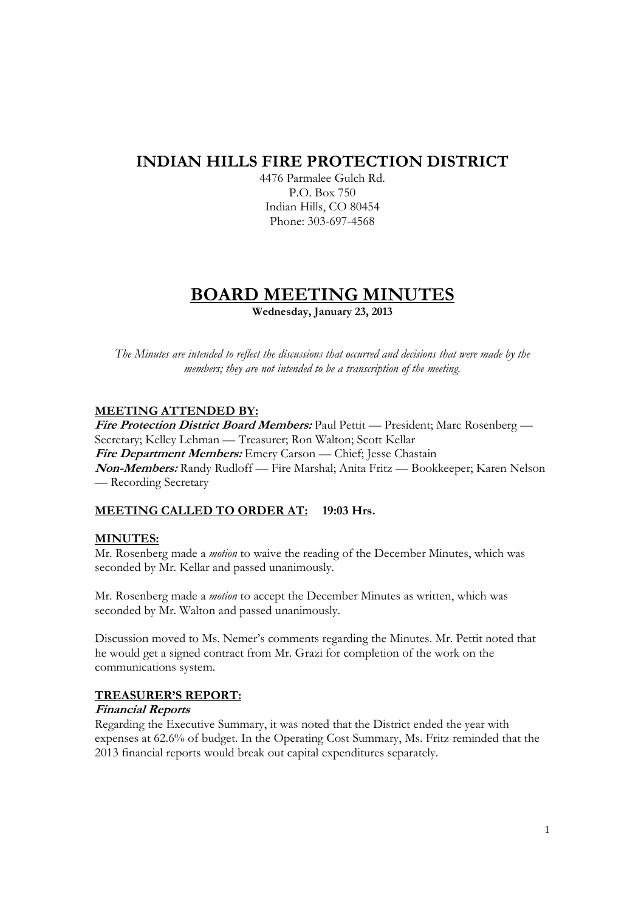# INDIAN HILLS FIRE PROTECTION DISTRICT

4476 Parmalee Gulch Rd.
P.O. Box 750
Indian Hills, CO 80454
Phone: 303-697-4568

# BOARD MEETING MINUTES

**Wednesday, January 23, 2013**

*The Minutes are intended to reflect the discussions that occurred and decisions that were made by the members; they are not intended to be a transcription of the meeting.*

## MEETING ATTENDED BY:

***Fire Protection District Board Members:*** Paul Pettit — President; Marc Rosenberg — Secretary; Kelley Lehman — Treasurer; Ron Walton; Scott Kellar
***Fire Department Members:*** Emery Carson — Chief; Jesse Chastain
***Non-Members:*** Randy Rudloff — Fire Marshal; Anita Fritz — Bookkeeper; Karen Nelson — Recording Secretary

## MEETING CALLED TO ORDER AT: 19:03 Hrs.

## MINUTES:

Mr. Rosenberg made a *motion* to waive the reading of the December Minutes, which was seconded by Mr. Kellar and passed unanimously.

Mr. Rosenberg made a *motion* to accept the December Minutes as written, which was seconded by Mr. Walton and passed unanimously.

Discussion moved to Ms. Nemer's comments regarding the Minutes. Mr. Pettit noted that he would get a signed contract from Mr. Grazi for completion of the work on the communications system.

## TREASURER'S REPORT:

### *Financial Reports*

Regarding the Executive Summary, it was noted that the District ended the year with expenses at 62.6% of budget. In the Operating Cost Summary, Ms. Fritz reminded that the 2013 financial reports would break out capital expenditures separately.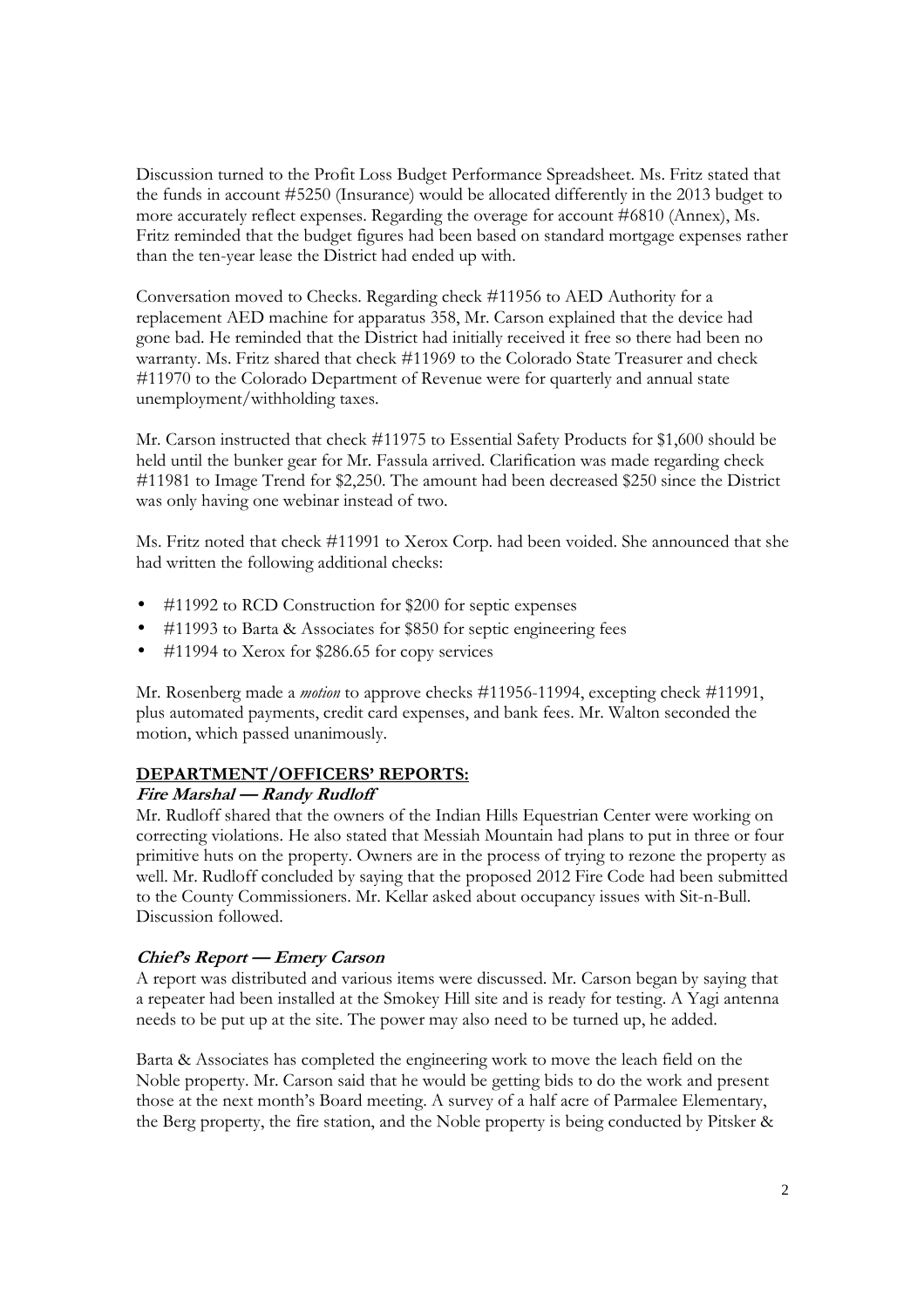Discussion turned to the Profit Loss Budget Performance Spreadsheet. Ms. Fritz stated that the funds in account #5250 (Insurance) would be allocated differently in the 2013 budget to more accurately reflect expenses. Regarding the overage for account #6810 (Annex), Ms. Fritz reminded that the budget figures had been based on standard mortgage expenses rather than the ten-year lease the District had ended up with.

Conversation moved to Checks. Regarding check #11956 to AED Authority for a replacement AED machine for apparatus 358, Mr. Carson explained that the device had gone bad. He reminded that the District had initially received it free so there had been no warranty. Ms. Fritz shared that check #11969 to the Colorado State Treasurer and check #11970 to the Colorado Department of Revenue were for quarterly and annual state unemployment/withholding taxes.

Mr. Carson instructed that check #11975 to Essential Safety Products for $1,600 should be held until the bunker gear for Mr. Fassula arrived. Clarification was made regarding check #11981 to Image Trend for $2,250. The amount had been decreased $250 since the District was only having one webinar instead of two.

Ms. Fritz noted that check #11991 to Xerox Corp. had been voided. She announced that she had written the following additional checks:

- #11992 to RCD Construction for $200 for septic expenses
- #11993 to Barta & Associates for $850 for septic engineering fees
- #11994 to Xerox for $286.65 for copy services

Mr. Rosenberg made a *motion* to approve checks #11956-11994, excepting check #11991, plus automated payments, credit card expenses, and bank fees. Mr. Walton seconded the motion, which passed unanimously.

## DEPARTMENT/OFFICERS' REPORTS:

### *Fire Marshal — Randy Rudloff*

Mr. Rudloff shared that the owners of the Indian Hills Equestrian Center were working on correcting violations. He also stated that Messiah Mountain had plans to put in three or four primitive huts on the property. Owners are in the process of trying to rezone the property as well. Mr. Rudloff concluded by saying that the proposed 2012 Fire Code had been submitted to the County Commissioners. Mr. Kellar asked about occupancy issues with Sit-n-Bull. Discussion followed.

### *Chief's Report — Emery Carson*

A report was distributed and various items were discussed. Mr. Carson began by saying that a repeater had been installed at the Smokey Hill site and is ready for testing. A Yagi antenna needs to be put up at the site. The power may also need to be turned up, he added.

Barta & Associates has completed the engineering work to move the leach field on the Noble property. Mr. Carson said that he would be getting bids to do the work and present those at the next month's Board meeting. A survey of a half acre of Parmalee Elementary, the Berg property, the fire station, and the Noble property is being conducted by Pitsker &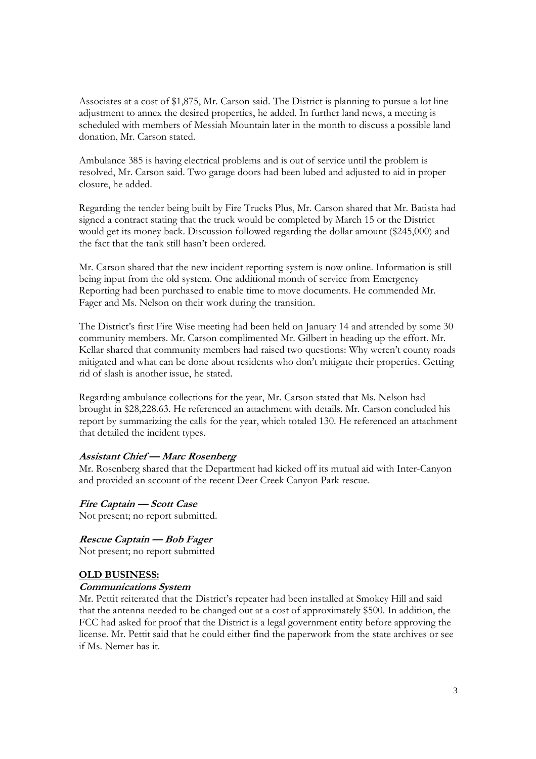Associates at a cost of $1,875, Mr. Carson said. The District is planning to pursue a lot line adjustment to annex the desired properties, he added. In further land news, a meeting is scheduled with members of Messiah Mountain later in the month to discuss a possible land donation, Mr. Carson stated.

Ambulance 385 is having electrical problems and is out of service until the problem is resolved, Mr. Carson said. Two garage doors had been lubed and adjusted to aid in proper closure, he added.

Regarding the tender being built by Fire Trucks Plus, Mr. Carson shared that Mr. Batista had signed a contract stating that the truck would be completed by March 15 or the District would get its money back. Discussion followed regarding the dollar amount ($245,000) and the fact that the tank still hasn't been ordered.

Mr. Carson shared that the new incident reporting system is now online. Information is still being input from the old system. One additional month of service from Emergency Reporting had been purchased to enable time to move documents. He commended Mr. Fager and Ms. Nelson on their work during the transition.

The District's first Fire Wise meeting had been held on January 14 and attended by some 30 community members. Mr. Carson complimented Mr. Gilbert in heading up the effort. Mr. Kellar shared that community members had raised two questions: Why weren't county roads mitigated and what can be done about residents who don't mitigate their properties. Getting rid of slash is another issue, he stated.

Regarding ambulance collections for the year, Mr. Carson stated that Ms. Nelson had brought in $28,228.63. He referenced an attachment with details. Mr. Carson concluded his report by summarizing the calls for the year, which totaled 130. He referenced an attachment that detailed the incident types.

***Assistant Chief — Marc Rosenberg***

Mr. Rosenberg shared that the Department had kicked off its mutual aid with Inter-Canyon and provided an account of the recent Deer Creek Canyon Park rescue.

***Fire Captain — Scott Case***

Not present; no report submitted.

***Rescue Captain — Bob Fager***

Not present; no report submitted

## OLD BUSINESS:

***Communications System***

Mr. Pettit reiterated that the District's repeater had been installed at Smokey Hill and said that the antenna needed to be changed out at a cost of approximately $500. In addition, the FCC had asked for proof that the District is a legal government entity before approving the license. Mr. Pettit said that he could either find the paperwork from the state archives or see if Ms. Nemer has it.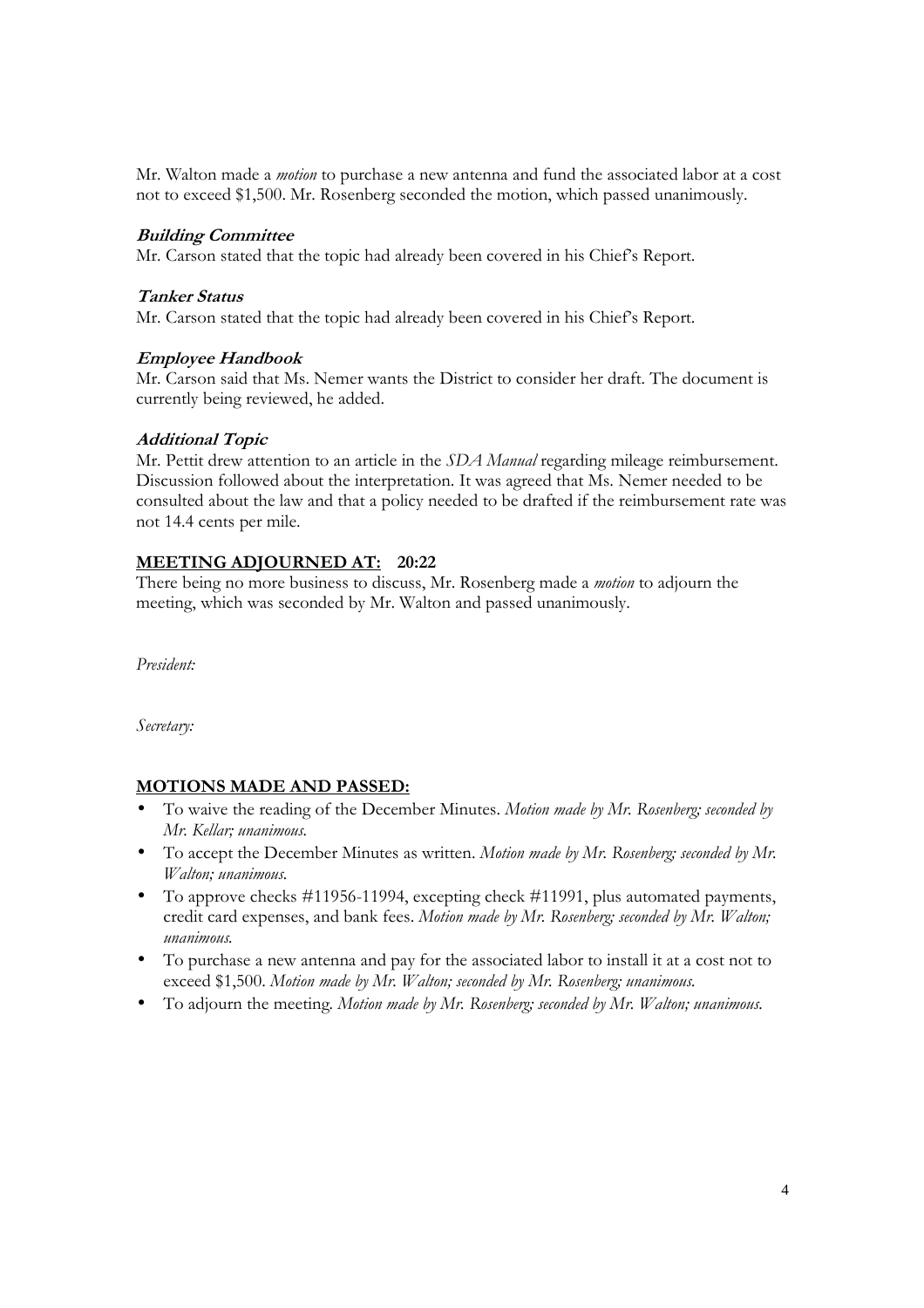Mr. Walton made a *motion* to purchase a new antenna and fund the associated labor at a cost not to exceed $1,500. Mr. Rosenberg seconded the motion, which passed unanimously.

***Building Committee***

Mr. Carson stated that the topic had already been covered in his Chief's Report.

***Tanker Status***

Mr. Carson stated that the topic had already been covered in his Chief's Report.

***Employee Handbook***

Mr. Carson said that Ms. Nemer wants the District to consider her draft. The document is currently being reviewed, he added.

***Additional Topic***

Mr. Pettit drew attention to an article in the *SDA Manual* regarding mileage reimbursement. Discussion followed about the interpretation. It was agreed that Ms. Nemer needed to be consulted about the law and that a policy needed to be drafted if the reimbursement rate was not 14.4 cents per mile.

**MEETING ADJOURNED AT: 20:22**

There being no more business to discuss, Mr. Rosenberg made a *motion* to adjourn the meeting, which was seconded by Mr. Walton and passed unanimously.

*President:*

*Secretary:*

**MOTIONS MADE AND PASSED:**

- To waive the reading of the December Minutes. *Motion made by Mr. Rosenberg; seconded by Mr. Kellar; unanimous.*
- To accept the December Minutes as written. *Motion made by Mr. Rosenberg; seconded by Mr. Walton; unanimous.*
- To approve checks #11956-11994, excepting check #11991, plus automated payments, credit card expenses, and bank fees. *Motion made by Mr. Rosenberg; seconded by Mr. Walton; unanimous.*
- To purchase a new antenna and pay for the associated labor to install it at a cost not to exceed $1,500. *Motion made by Mr. Walton; seconded by Mr. Rosenberg; unanimous.*
- To adjourn the meeting. *Motion made by Mr. Rosenberg; seconded by Mr. Walton; unanimous.*